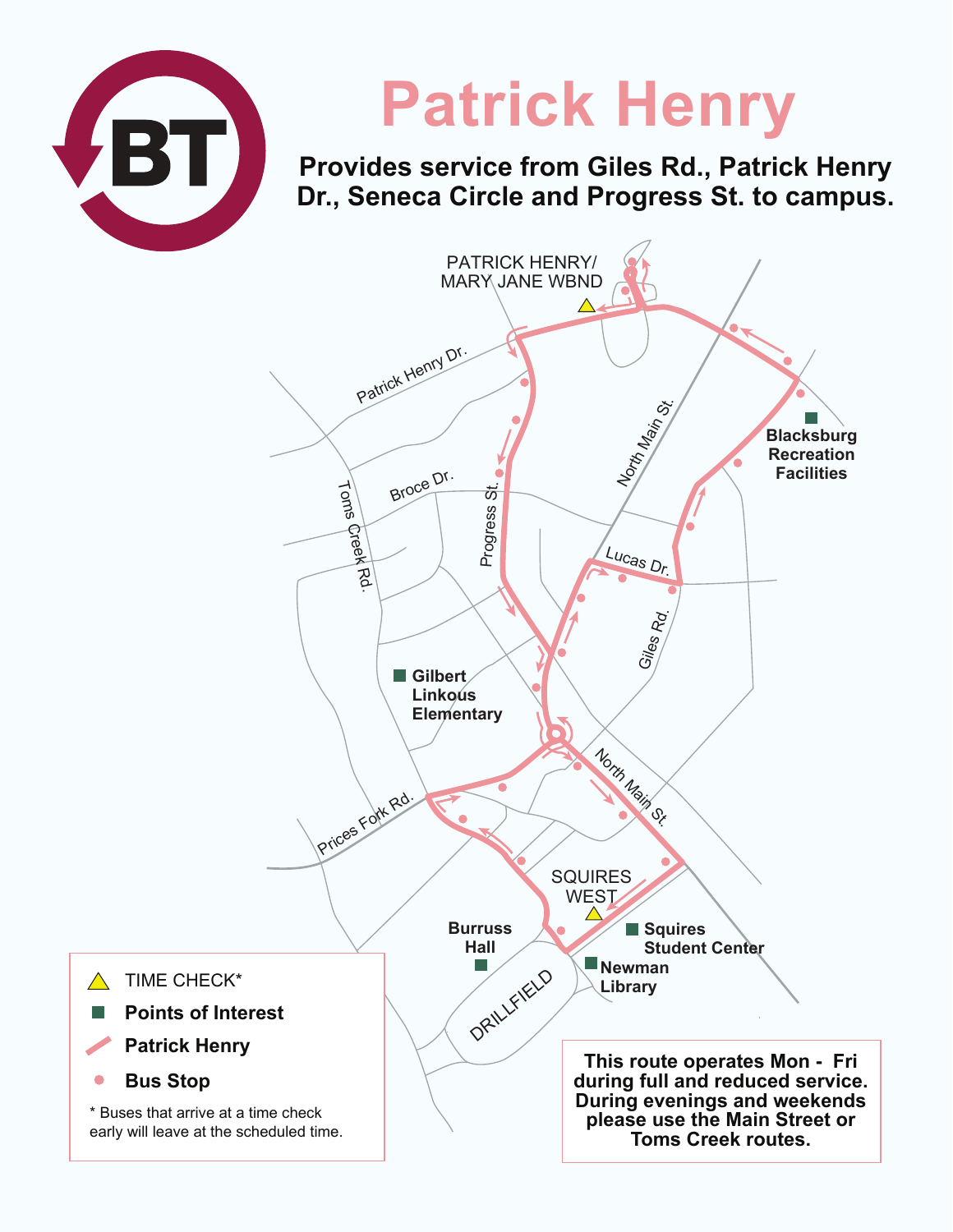# Patrick Henry

**Provides service from Giles Rd., Patrick Henry Dr., Seneca Circle and Progress St. to campus.**

PATRICK HENRY/ MARY JANE WBND

Patrick Henry Dr.

North Main St.

Blacksburg Recreation Facilities

Broce Dr.

Toms Creek Rd.

Progress St.

Lucas Dr.

Giles Rd.

Gilbert Linkous Elementary

North Main St.

Prices Fork Rd.

SQUIRES WEST

Burruss Hall

Squires Student Center

Newman Library

DRILLFIELD

| | |
|---|---|
| △ | TIME CHECK* |
| ■ | **Points of Interest** |
| ╱ | **Patrick Henry** |
| ● | **Bus Stop** |

\* Buses that arrive at a time check early will leave at the scheduled time.

**This route operates Mon - Fri during full and reduced service. During evenings and weekends please use the Main Street or Toms Creek routes.**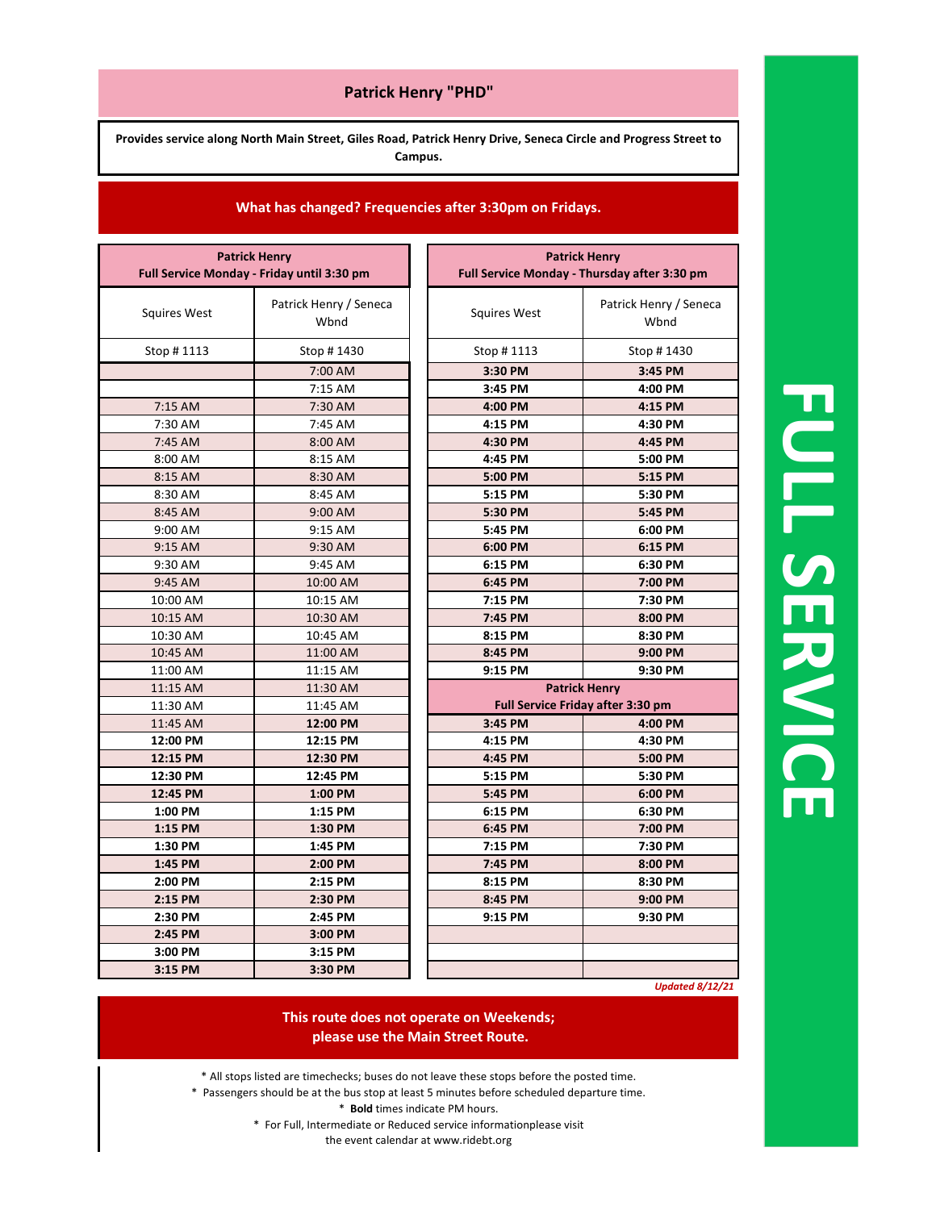# Patrick Henry "PHD"

**Provides service along North Main Street, Giles Road, Patrick Henry Drive, Seneca Circle and Progress Street to Campus.**

**What has changed? Frequencies after 3:30pm on Fridays.**

| Patrick Henry Full Service Monday - Friday until 3:30 pm | |
|---|---|
| Squires West | Patrick Henry / Seneca Wbnd |
| Stop # 1113 | Stop # 1430 |
| | 7:00 AM |
| | 7:15 AM |
| 7:15 AM | 7:30 AM |
| 7:30 AM | 7:45 AM |
| 7:45 AM | 8:00 AM |
| 8:00 AM | 8:15 AM |
| 8:15 AM | 8:30 AM |
| 8:30 AM | 8:45 AM |
| 8:45 AM | 9:00 AM |
| 9:00 AM | 9:15 AM |
| 9:15 AM | 9:30 AM |
| 9:30 AM | 9:45 AM |
| 9:45 AM | 10:00 AM |
| 10:00 AM | 10:15 AM |
| 10:15 AM | 10:30 AM |
| 10:30 AM | 10:45 AM |
| 10:45 AM | 11:00 AM |
| 11:00 AM | 11:15 AM |
| 11:15 AM | 11:30 AM |
| 11:30 AM | 11:45 AM |
| 11:45 AM | **12:00 PM** |
| **12:00 PM** | **12:15 PM** |
| **12:15 PM** | **12:30 PM** |
| **12:30 PM** | **12:45 PM** |
| **12:45 PM** | **1:00 PM** |
| **1:00 PM** | **1:15 PM** |
| **1:15 PM** | **1:30 PM** |
| **1:30 PM** | **1:45 PM** |
| **1:45 PM** | **2:00 PM** |
| **2:00 PM** | **2:15 PM** |
| **2:15 PM** | **2:30 PM** |
| **2:30 PM** | **2:45 PM** |
| **2:45 PM** | **3:00 PM** |
| **3:00 PM** | **3:15 PM** |
| **3:15 PM** | **3:30 PM** |

| Patrick Henry Full Service Monday - Thursday after 3:30 pm | |
|---|---|
| Squires West | Patrick Henry / Seneca Wbnd |
| Stop # 1113 | Stop # 1430 |
| **3:30 PM** | **3:45 PM** |
| **3:45 PM** | **4:00 PM** |
| **4:00 PM** | **4:15 PM** |
| **4:15 PM** | **4:30 PM** |
| **4:30 PM** | **4:45 PM** |
| **4:45 PM** | **5:00 PM** |
| **5:00 PM** | **5:15 PM** |
| **5:15 PM** | **5:30 PM** |
| **5:30 PM** | **5:45 PM** |
| **5:45 PM** | **6:00 PM** |
| **6:00 PM** | **6:15 PM** |
| **6:15 PM** | **6:30 PM** |
| **6:45 PM** | **7:00 PM** |
| **7:15 PM** | **7:30 PM** |
| **7:45 PM** | **8:00 PM** |
| **8:15 PM** | **8:30 PM** |
| **8:45 PM** | **9:00 PM** |
| **9:15 PM** | **9:30 PM** |

| Patrick Henry Full Service Friday after 3:30 pm | |
|---|---|
| **3:45 PM** | **4:00 PM** |
| **4:15 PM** | **4:30 PM** |
| **4:45 PM** | **5:00 PM** |
| **5:15 PM** | **5:30 PM** |
| **5:45 PM** | **6:00 PM** |
| **6:15 PM** | **6:30 PM** |
| **6:45 PM** | **7:00 PM** |
| **7:15 PM** | **7:30 PM** |
| **7:45 PM** | **8:00 PM** |
| **8:15 PM** | **8:30 PM** |
| **8:45 PM** | **9:00 PM** |
| **9:15 PM** | **9:30 PM** |

*Updated 8/12/21*

**This route does not operate on Weekends; please use the Main Street Route.**

* All stops listed are timechecks; buses do not leave these stops before the posted time.
* Passengers should be at the bus stop at least 5 minutes before scheduled departure time.
* **Bold** times indicate PM hours.
* For Full, Intermediate or Reduced service informationplease visit the event calendar at www.ridebt.org

FULL SERVICE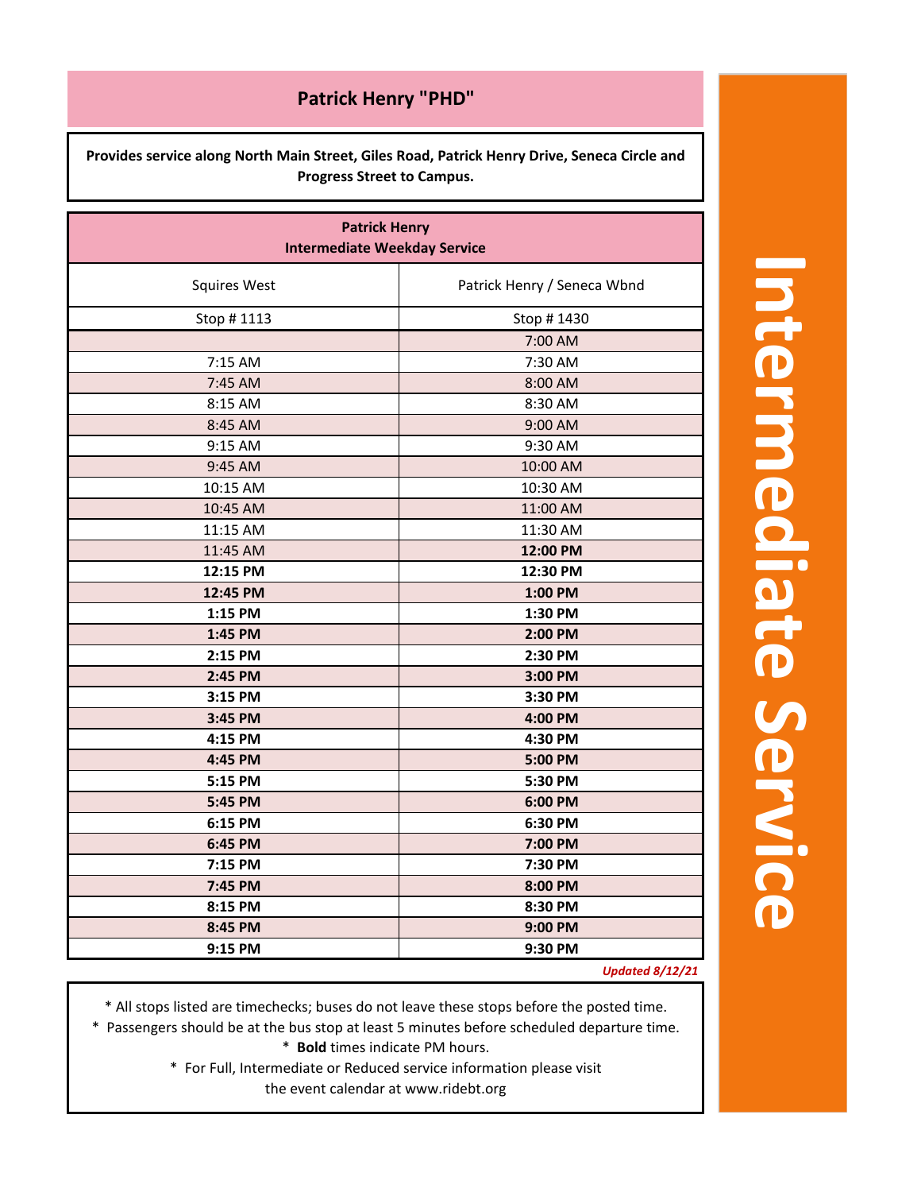## Patrick Henry "PHD"

**Provides service along North Main Street, Giles Road, Patrick Henry Drive, Seneca Circle and Progress Street to Campus.**

**Patrick Henry**
**Intermediate Weekday Service**

| Squires West | Patrick Henry / Seneca Wbnd |
| --- | --- |
| Stop # 1113 | Stop # 1430 |
| | 7:00 AM |
| 7:15 AM | 7:30 AM |
| 7:45 AM | 8:00 AM |
| 8:15 AM | 8:30 AM |
| 8:45 AM | 9:00 AM |
| 9:15 AM | 9:30 AM |
| 9:45 AM | 10:00 AM |
| 10:15 AM | 10:30 AM |
| 10:45 AM | 11:00 AM |
| 11:15 AM | 11:30 AM |
| 11:45 AM | **12:00 PM** |
| **12:15 PM** | **12:30 PM** |
| **12:45 PM** | **1:00 PM** |
| **1:15 PM** | **1:30 PM** |
| **1:45 PM** | **2:00 PM** |
| **2:15 PM** | **2:30 PM** |
| **2:45 PM** | **3:00 PM** |
| **3:15 PM** | **3:30 PM** |
| **3:45 PM** | **4:00 PM** |
| **4:15 PM** | **4:30 PM** |
| **4:45 PM** | **5:00 PM** |
| **5:15 PM** | **5:30 PM** |
| **5:45 PM** | **6:00 PM** |
| **6:15 PM** | **6:30 PM** |
| **6:45 PM** | **7:00 PM** |
| **7:15 PM** | **7:30 PM** |
| **7:45 PM** | **8:00 PM** |
| **8:15 PM** | **8:30 PM** |
| **8:45 PM** | **9:00 PM** |
| **9:15 PM** | **9:30 PM** |

*Updated 8/12/21*

\* All stops listed are timechecks; buses do not leave these stops before the posted time.
\* Passengers should be at the bus stop at least 5 minutes before scheduled departure time.
\* **Bold** times indicate PM hours.
\* For Full, Intermediate or Reduced service information please visit the event calendar at www.ridebt.org

**Intermediate Service**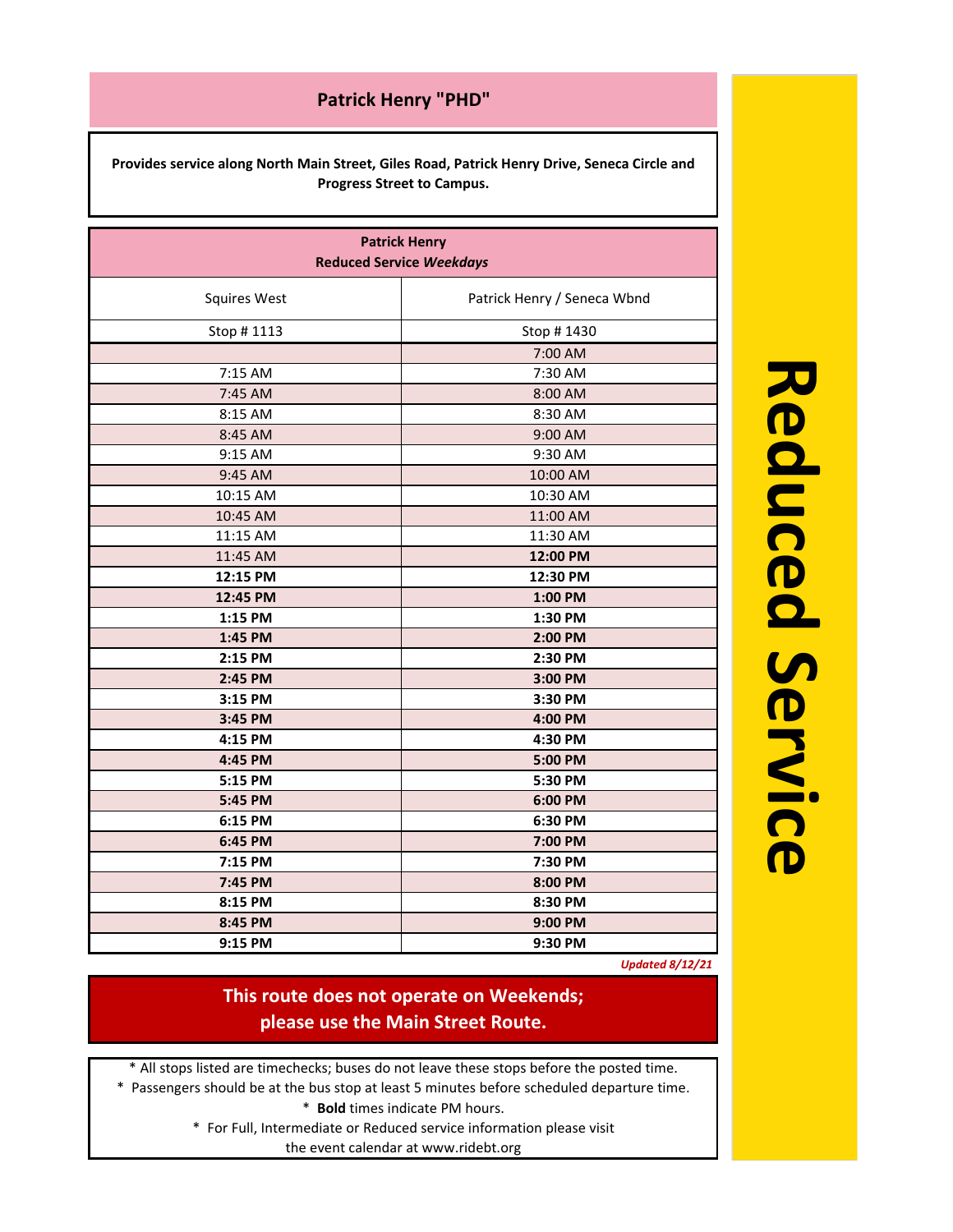# Patrick Henry "PHD"

**Provides service along North Main Street, Giles Road, Patrick Henry Drive, Seneca Circle and Progress Street to Campus.**

## Patrick Henry
## Reduced Service *Weekdays*

| Squires West | Patrick Henry / Seneca Wbnd |
|---|---|
| Stop # 1113 | Stop # 1430 |
| | 7:00 AM |
| 7:15 AM | 7:30 AM |
| 7:45 AM | 8:00 AM |
| 8:15 AM | 8:30 AM |
| 8:45 AM | 9:00 AM |
| 9:15 AM | 9:30 AM |
| 9:45 AM | 10:00 AM |
| 10:15 AM | 10:30 AM |
| 10:45 AM | 11:00 AM |
| 11:15 AM | 11:30 AM |
| 11:45 AM | **12:00 PM** |
| **12:15 PM** | **12:30 PM** |
| **12:45 PM** | **1:00 PM** |
| **1:15 PM** | **1:30 PM** |
| **1:45 PM** | **2:00 PM** |
| **2:15 PM** | **2:30 PM** |
| **2:45 PM** | **3:00 PM** |
| **3:15 PM** | **3:30 PM** |
| **3:45 PM** | **4:00 PM** |
| **4:15 PM** | **4:30 PM** |
| **4:45 PM** | **5:00 PM** |
| **5:15 PM** | **5:30 PM** |
| **5:45 PM** | **6:00 PM** |
| **6:15 PM** | **6:30 PM** |
| **6:45 PM** | **7:00 PM** |
| **7:15 PM** | **7:30 PM** |
| **7:45 PM** | **8:00 PM** |
| **8:15 PM** | **8:30 PM** |
| **8:45 PM** | **9:00 PM** |
| **9:15 PM** | **9:30 PM** |

*Updated 8/12/21*

**This route does not operate on Weekends; please use the Main Street Route.**

* All stops listed are timechecks; buses do not leave these stops before the posted time.
* Passengers should be at the bus stop at least 5 minutes before scheduled departure time.
* **Bold** times indicate PM hours.
* For Full, Intermediate or Reduced service information please visit the event calendar at www.ridebt.org

**Reduced Service**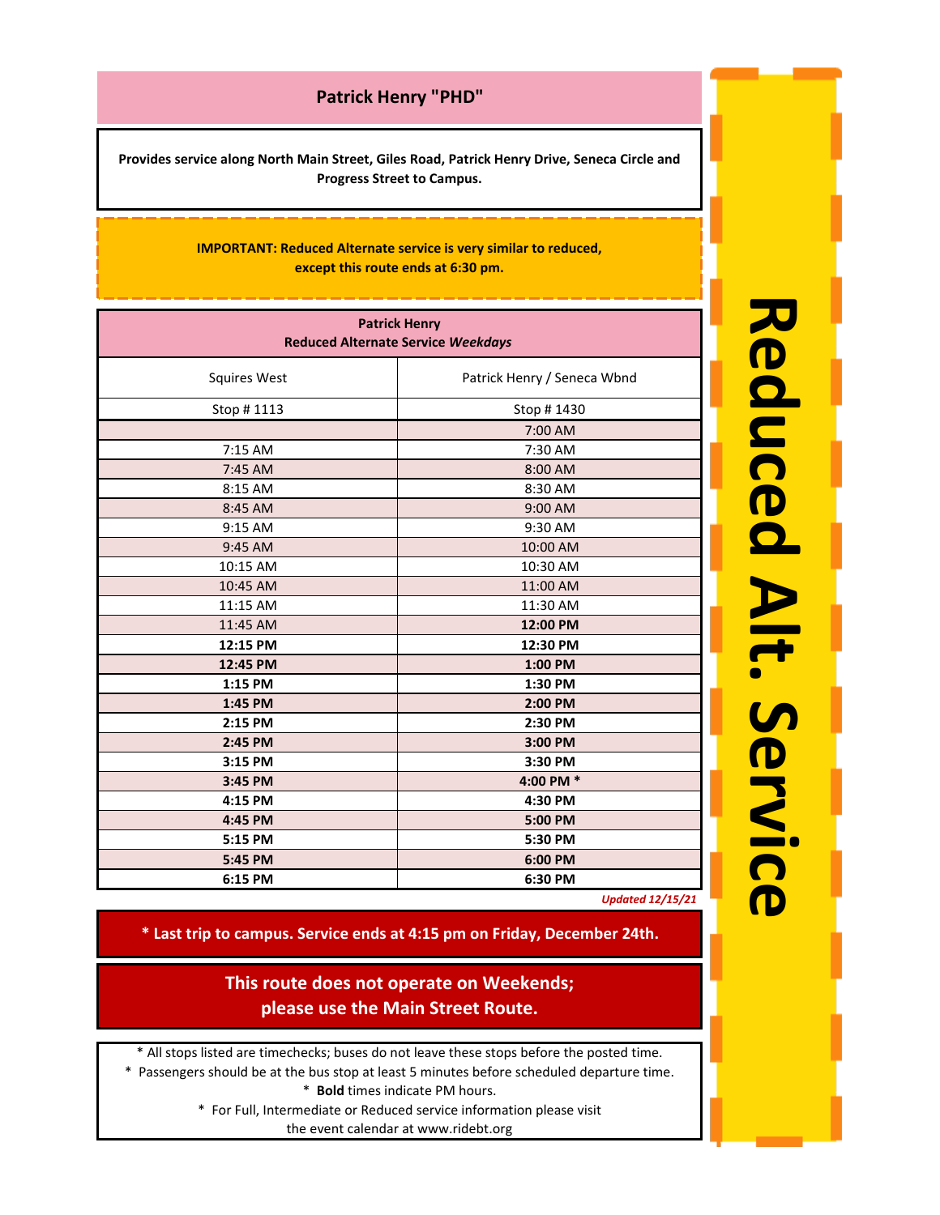## Patrick Henry "PHD"

**Provides service along North Main Street, Giles Road, Patrick Henry Drive, Seneca Circle and Progress Street to Campus.**

**IMPORTANT: Reduced Alternate service is very similar to reduced, except this route ends at 6:30 pm.**

**Patrick Henry**
**Reduced Alternate Service *Weekdays***

| Squires West | Patrick Henry / Seneca Wbnd |
|---|---|
| Stop # 1113 | Stop # 1430 |
| | 7:00 AM |
| 7:15 AM | 7:30 AM |
| 7:45 AM | 8:00 AM |
| 8:15 AM | 8:30 AM |
| 8:45 AM | 9:00 AM |
| 9:15 AM | 9:30 AM |
| 9:45 AM | 10:00 AM |
| 10:15 AM | 10:30 AM |
| 10:45 AM | 11:00 AM |
| 11:15 AM | 11:30 AM |
| 11:45 AM | **12:00 PM** |
| **12:15 PM** | **12:30 PM** |
| **12:45 PM** | **1:00 PM** |
| **1:15 PM** | **1:30 PM** |
| **1:45 PM** | **2:00 PM** |
| **2:15 PM** | **2:30 PM** |
| **2:45 PM** | **3:00 PM** |
| **3:15 PM** | **3:30 PM** |
| **3:45 PM** | **4:00 PM *** |
| **4:15 PM** | **4:30 PM** |
| **4:45 PM** | **5:00 PM** |
| **5:15 PM** | **5:30 PM** |
| **5:45 PM** | **6:00 PM** |
| **6:15 PM** | **6:30 PM** |

*Updated 12/15/21*

**\* Last trip to campus. Service ends at 4:15 pm on Friday, December 24th.**

**This route does not operate on Weekends; please use the Main Street Route.**

\* All stops listed are timechecks; buses do not leave these stops before the posted time.
\* Passengers should be at the bus stop at least 5 minutes before scheduled departure time.
\* **Bold** times indicate PM hours.
\* For Full, Intermediate or Reduced service information please visit the event calendar at www.ridebt.org

**Reduced Alt. Service**